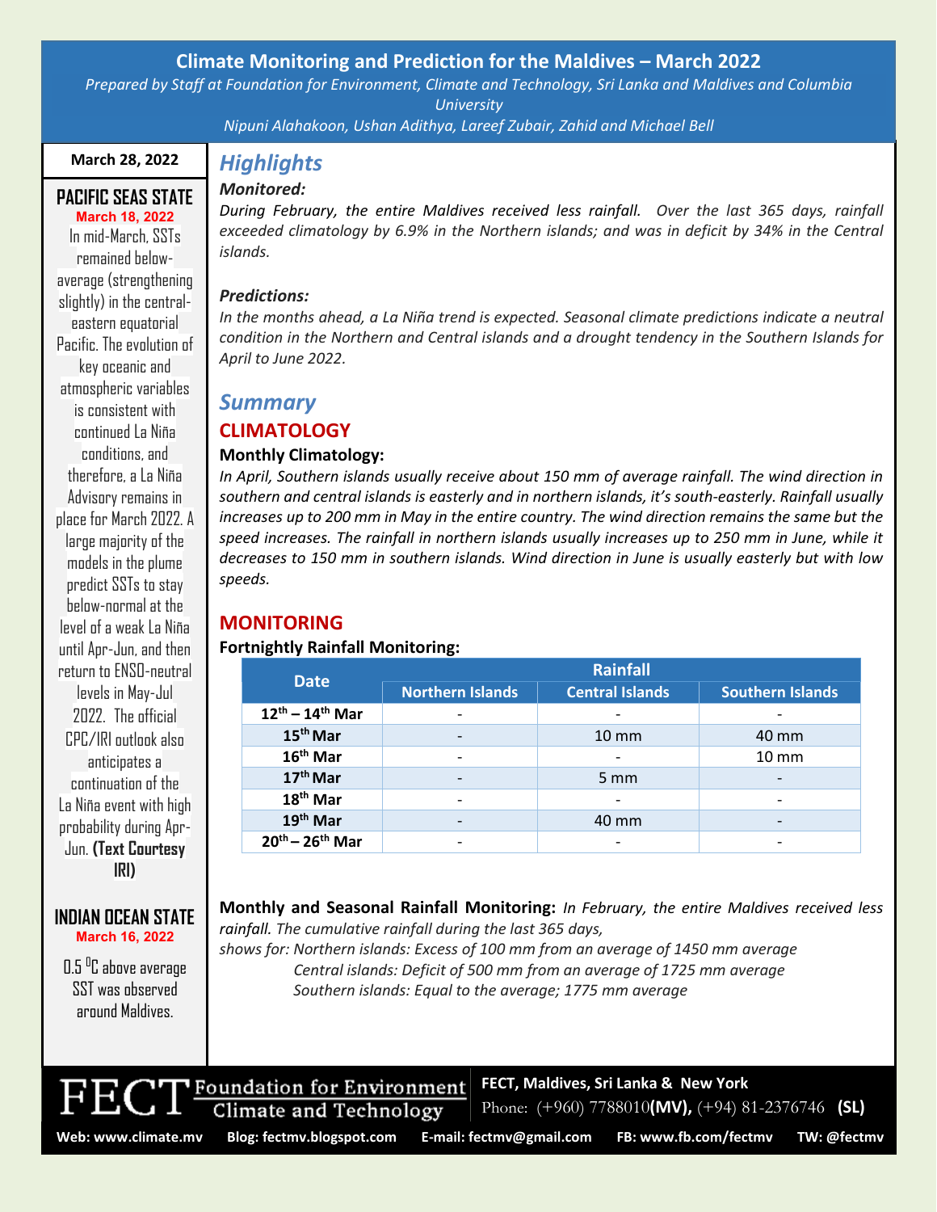# Climate Monitoring and Prediction for the Maldives – March 2022

*Prepared by Staff at Foundation for Environment, Climate and Technology, Sri Lanka and Maldives and Columbia University*

*Nipuni Alahakoon, Ushan Adithya, Lareef Zubair, Zahid and Michael Bell*

**March 28, 2022**

## PACIFIC SEAS STATE

**March 18, 2022**

In mid-March, SSTs remained below-average (strengthening slightly) in the central-eastern equatorial Pacific. The evolution of key oceanic and atmospheric variables is consistent with continued La Niña conditions, and therefore, a La Niña Advisory remains in place for March 2022. A large majority of the models in the plume predict SSTs to stay below-normal at the level of a weak La Niña until Apr-Jun, and then return to ENSO-neutral levels in May-Jul 2022. The official CPC/IRI outlook also anticipates a continuation of the La Niña event with high probability during Apr-Jun. **(Text Courtesy IRI)**

## INDIAN OCEAN STATE

**March 16, 2022**

0.5 $^0$C above average SST was observed around Maldives.

## Highlights

***Monitored:***

*During February, the entire Maldives received less rainfall. Over the last 365 days, rainfall exceeded climatology by 6.9% in the Northern islands; and was in deficit by 34% in the Central islands.*

***Predictions:***

*In the months ahead, a La Niña trend is expected. Seasonal climate predictions indicate a neutral condition in the Northern and Central islands and a drought tendency in the Southern Islands for April to June 2022.*

## Summary

### CLIMATOLOGY

**Monthly Climatology:**

*In April, Southern islands usually receive about 150 mm of average rainfall. The wind direction in southern and central islands is easterly and in northern islands, it's south-easterly. Rainfall usually increases up to 200 mm in May in the entire country. The wind direction remains the same but the speed increases. The rainfall in northern islands usually increases up to 250 mm in June, while it decreases to 150 mm in southern islands. Wind direction in June is usually easterly but with low speeds.*

### MONITORING

**Fortnightly Rainfall Monitoring:**

| Date | Rainfall | | |
|---|---|---|---|
| | Northern Islands | Central Islands | Southern Islands |
| 12th – 14th Mar | - | - | - |
| 15th Mar | - | 10 mm | 40 mm |
| 16th Mar | - | - | 10 mm |
| 17th Mar | - | 5 mm | - |
| 18th Mar | - | - | - |
| 19th Mar | - | 40 mm | - |
| 20th – 26th Mar | - | - | - |

**Monthly and Seasonal Rainfall Monitoring:** *In February, the entire Maldives received less rainfall. The cumulative rainfall during the last 365 days, shows for: Northern islands: Excess of 100 mm from an average of 1450 mm average*
*Central islands: Deficit of 500 mm from an average of 1725 mm average*
*Southern islands: Equal to the average; 1775 mm average*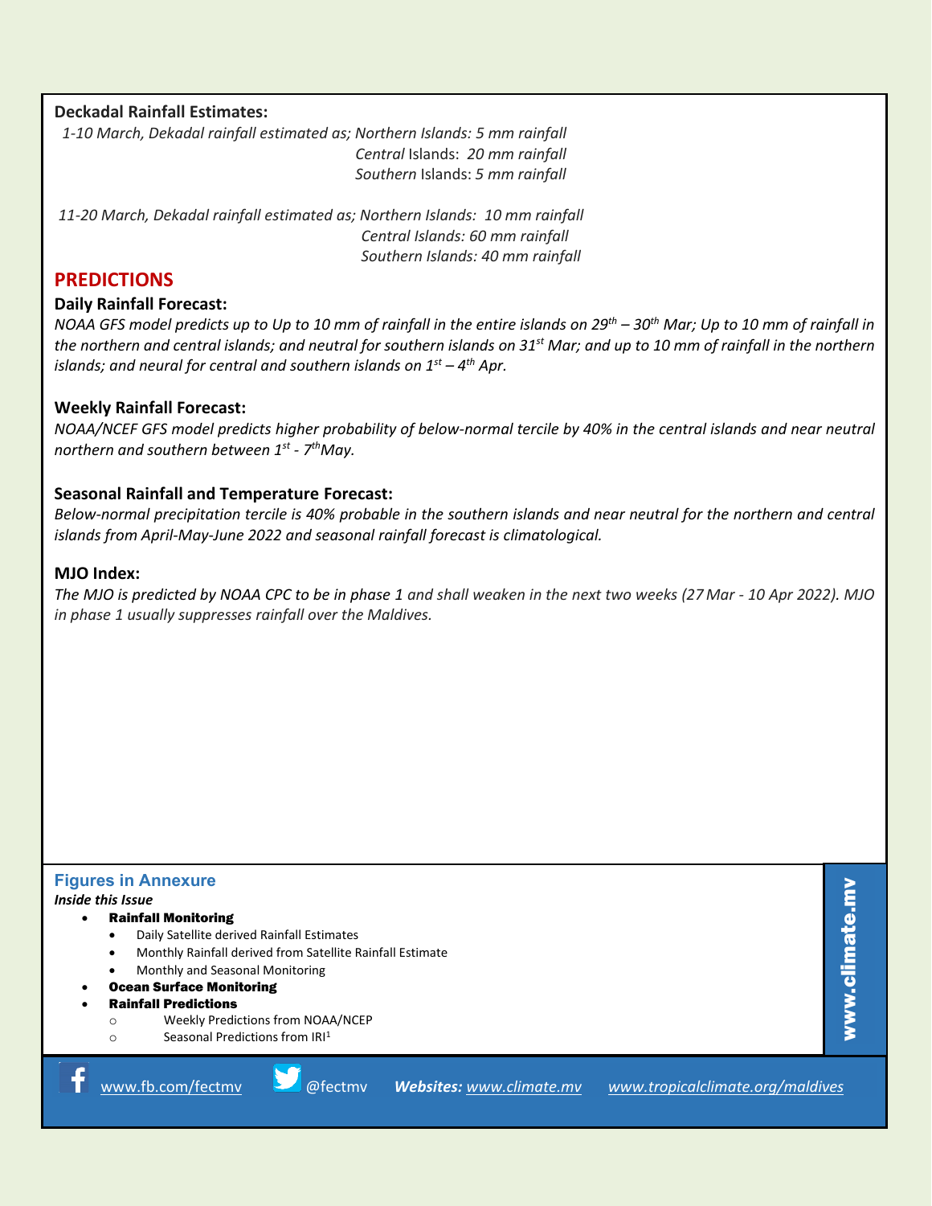**Deckadal Rainfall Estimates:**

*1-10 March, Dekadal rainfall estimated as; Northern Islands: 5 mm rainfall*
*Central* Islands: *20 mm rainfall*
*Southern* Islands: *5 mm rainfall*

*11-20 March, Dekadal rainfall estimated as; Northern Islands: 10 mm rainfall*
*Central Islands: 60 mm rainfall*
*Southern Islands: 40 mm rainfall*

## PREDICTIONS

**Daily Rainfall Forecast:**

*NOAA GFS model predicts up to Up to 10 mm of rainfall in the entire islands on 29th – 30th Mar; Up to 10 mm of rainfall in the northern and central islands; and neutral for southern islands on 31st Mar; and up to 10 mm of rainfall in the northern islands; and neural for central and southern islands on 1st – 4th Apr.*

**Weekly Rainfall Forecast:**

*NOAA/NCEF GFS model predicts higher probability of below-normal tercile by 40% in the central islands and near neutral northern and southern between 1st - 7th May.*

**Seasonal Rainfall and Temperature Forecast:**

*Below-normal precipitation tercile is 40% probable in the southern islands and near neutral for the northern and central islands from April-May-June 2022 and seasonal rainfall forecast is climatological.*

**MJO Index:**

*The MJO is predicted by NOAA CPC to be in phase 1 and shall weaken in the next two weeks (27 Mar - 10 Apr 2022). MJO in phase 1 usually suppresses rainfall over the Maldives.*

### Figures in Annexure

***Inside this Issue***

- **Rainfall Monitoring**
  - Daily Satellite derived Rainfall Estimates
  - Monthly Rainfall derived from Satellite Rainfall Estimate
  - Monthly and Seasonal Monitoring
- **Ocean Surface Monitoring**
- **Rainfall Predictions**
  - Weekly Predictions from NOAA/NCEP
  - Seasonal Predictions from IRI[1]

www.climate.mv

www.fb.com/fectmv @fectmv ***Websites:*** www.climate.mv www.tropicalclimate.org/maldives